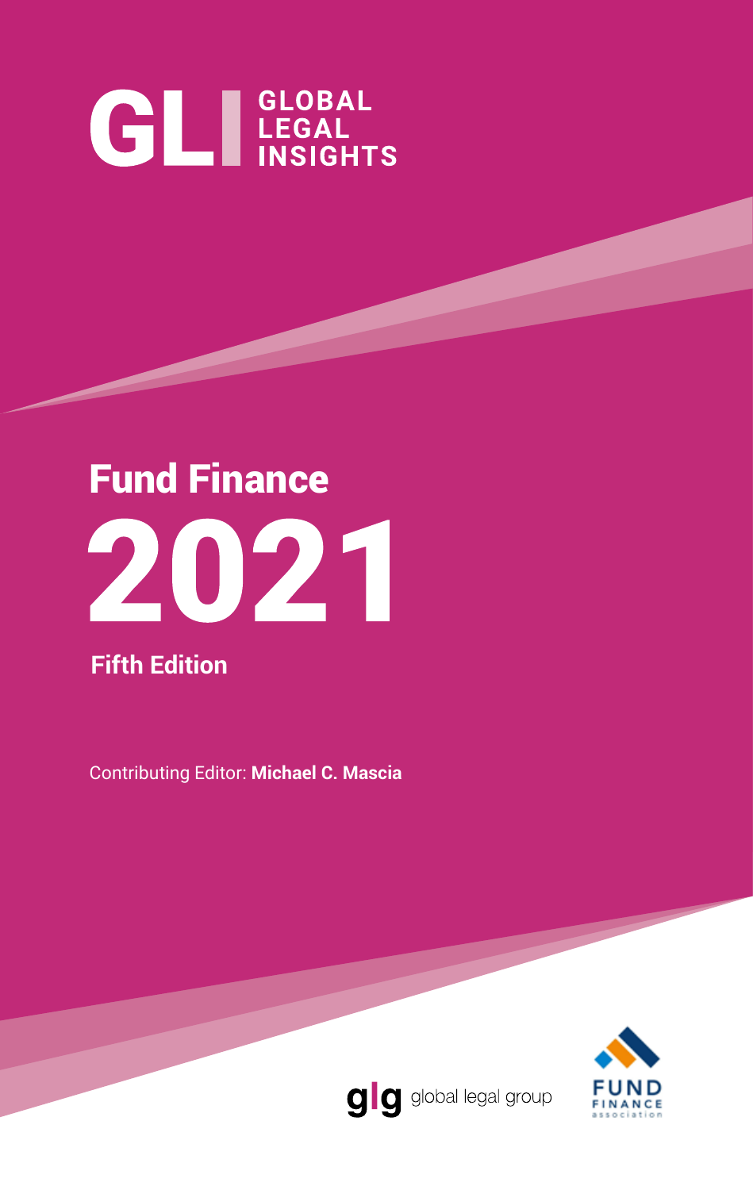GLI GLOBAL LEGAL INSIGHTS

# Fund Finance 2021

**Fifth Edition**

Contributing Editor: **Michael C. Mascia**

glg global legal group

FUND FINANCE association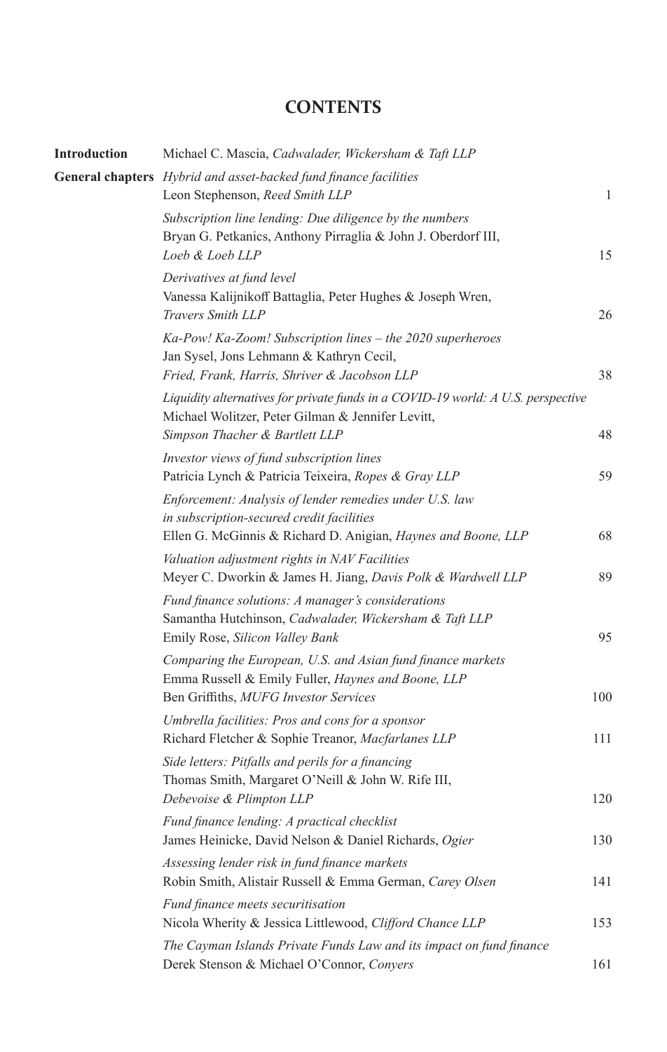# CONTENTS

| | | |
|---|---|---|
| **Introduction** | Michael C. Mascia, *Cadwalader, Wickersham & Taft LLP* | |
| **General chapters** | *Hybrid and asset-backed fund finance facilities*<br>Leon Stephenson, *Reed Smith LLP* | 1 |
| | *Subscription line lending: Due diligence by the numbers*<br>Bryan G. Petkanics, Anthony Pirraglia & John J. Oberdorf III, *Loeb & Loeb LLP* | 15 |
| | *Derivatives at fund level*<br>Vanessa Kalijnikoff Battaglia, Peter Hughes & Joseph Wren, *Travers Smith LLP* | 26 |
| | *Ka-Pow! Ka-Zoom! Subscription lines – the 2020 superheroes*<br>Jan Sysel, Jons Lehmann & Kathryn Cecil, *Fried, Frank, Harris, Shriver & Jacobson LLP* | 38 |
| | *Liquidity alternatives for private funds in a COVID-19 world: A U.S. perspective*<br>Michael Wolitzer, Peter Gilman & Jennifer Levitt, *Simpson Thacher & Bartlett LLP* | 48 |
| | *Investor views of fund subscription lines*<br>Patricia Lynch & Patricia Teixeira, *Ropes & Gray LLP* | 59 |
| | *Enforcement: Analysis of lender remedies under U.S. law in subscription-secured credit facilities*<br>Ellen G. McGinnis & Richard D. Anigian, *Haynes and Boone, LLP* | 68 |
| | *Valuation adjustment rights in NAV Facilities*<br>Meyer C. Dworkin & James H. Jiang, *Davis Polk & Wardwell LLP* | 89 |
| | *Fund finance solutions: A manager's considerations*<br>Samantha Hutchinson, *Cadwalader, Wickersham & Taft LLP*<br>Emily Rose, *Silicon Valley Bank* | 95 |
| | *Comparing the European, U.S. and Asian fund finance markets*<br>Emma Russell & Emily Fuller, *Haynes and Boone, LLP*<br>Ben Griffiths, *MUFG Investor Services* | 100 |
| | *Umbrella facilities: Pros and cons for a sponsor*<br>Richard Fletcher & Sophie Treanor, *Macfarlanes LLP* | 111 |
| | *Side letters: Pitfalls and perils for a financing*<br>Thomas Smith, Margaret O'Neill & John W. Rife III, *Debevoise & Plimpton LLP* | 120 |
| | *Fund finance lending: A practical checklist*<br>James Heinicke, David Nelson & Daniel Richards, *Ogier* | 130 |
| | *Assessing lender risk in fund finance markets*<br>Robin Smith, Alistair Russell & Emma German, *Carey Olsen* | 141 |
| | *Fund finance meets securitisation*<br>Nicola Wherity & Jessica Littlewood, *Clifford Chance LLP* | 153 |
| | *The Cayman Islands Private Funds Law and its impact on fund finance*<br>Derek Stenson & Michael O'Connor, *Conyers* | 161 |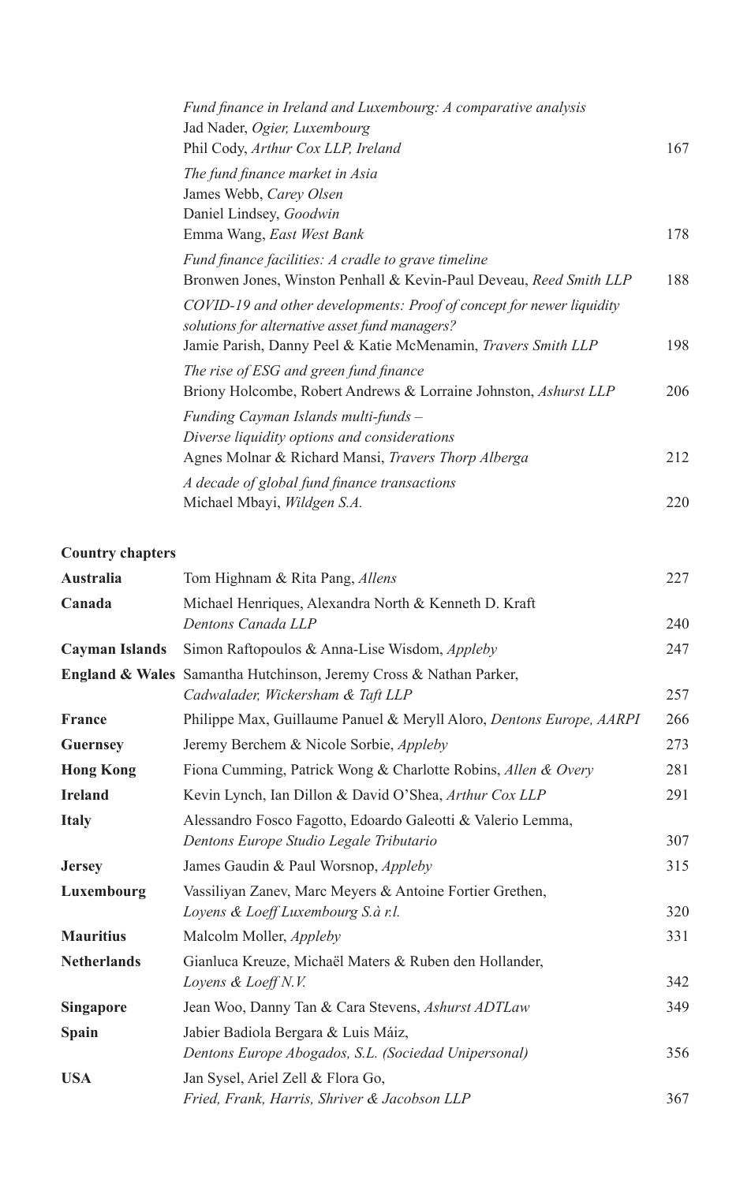*Fund finance in Ireland and Luxembourg: A comparative analysis*
Jad Nader, *Ogier, Luxembourg*
Phil Cody, *Arthur Cox LLP, Ireland* 167

*The fund finance market in Asia*
James Webb, *Carey Olsen*
Daniel Lindsey, *Goodwin*
Emma Wang, *East West Bank* 178

*Fund finance facilities: A cradle to grave timeline*
Bronwen Jones, Winston Penhall & Kevin-Paul Deveau, *Reed Smith LLP* 188

*COVID-19 and other developments: Proof of concept for newer liquidity solutions for alternative asset fund managers?*
Jamie Parish, Danny Peel & Katie McMenamin, *Travers Smith LLP* 198

*The rise of ESG and green fund finance*
Briony Holcombe, Robert Andrews & Lorraine Johnston, *Ashurst LLP* 206

*Funding Cayman Islands multi-funds – Diverse liquidity options and considerations*
Agnes Molnar & Richard Mansi, *Travers Thorp Alberga* 212

*A decade of global fund finance transactions*
Michael Mbayi, *Wildgen S.A.* 220

**Country chapters**

| | | |
|---|---|---|
| **Australia** | Tom Highnam & Rita Pang, *Allens* | 227 |
| **Canada** | Michael Henriques, Alexandra North & Kenneth D. Kraft *Dentons Canada LLP* | 240 |
| **Cayman Islands** | Simon Raftopoulos & Anna-Lise Wisdom, *Appleby* | 247 |
| **England & Wales** | Samantha Hutchinson, Jeremy Cross & Nathan Parker, *Cadwalader, Wickersham & Taft LLP* | 257 |
| **France** | Philippe Max, Guillaume Panuel & Meryll Aloro, *Dentons Europe, AARPI* | 266 |
| **Guernsey** | Jeremy Berchem & Nicole Sorbie, *Appleby* | 273 |
| **Hong Kong** | Fiona Cumming, Patrick Wong & Charlotte Robins, *Allen & Overy* | 281 |
| **Ireland** | Kevin Lynch, Ian Dillon & David O'Shea, *Arthur Cox LLP* | 291 |
| **Italy** | Alessandro Fosco Fagotto, Edoardo Galeotti & Valerio Lemma, *Dentons Europe Studio Legale Tributario* | 307 |
| **Jersey** | James Gaudin & Paul Worsnop, *Appleby* | 315 |
| **Luxembourg** | Vassiliyan Zanev, Marc Meyers & Antoine Fortier Grethen, *Loyens & Loeff Luxembourg S.à r.l.* | 320 |
| **Mauritius** | Malcolm Moller, *Appleby* | 331 |
| **Netherlands** | Gianluca Kreuze, Michaël Maters & Ruben den Hollander, *Loyens & Loeff N.V.* | 342 |
| **Singapore** | Jean Woo, Danny Tan & Cara Stevens, *Ashurst ADTLaw* | 349 |
| **Spain** | Jabier Badiola Bergara & Luis Máiz, *Dentons Europe Abogados, S.L. (Sociedad Unipersonal)* | 356 |
| **USA** | Jan Sysel, Ariel Zell & Flora Go, *Fried, Frank, Harris, Shriver & Jacobson LLP* | 367 |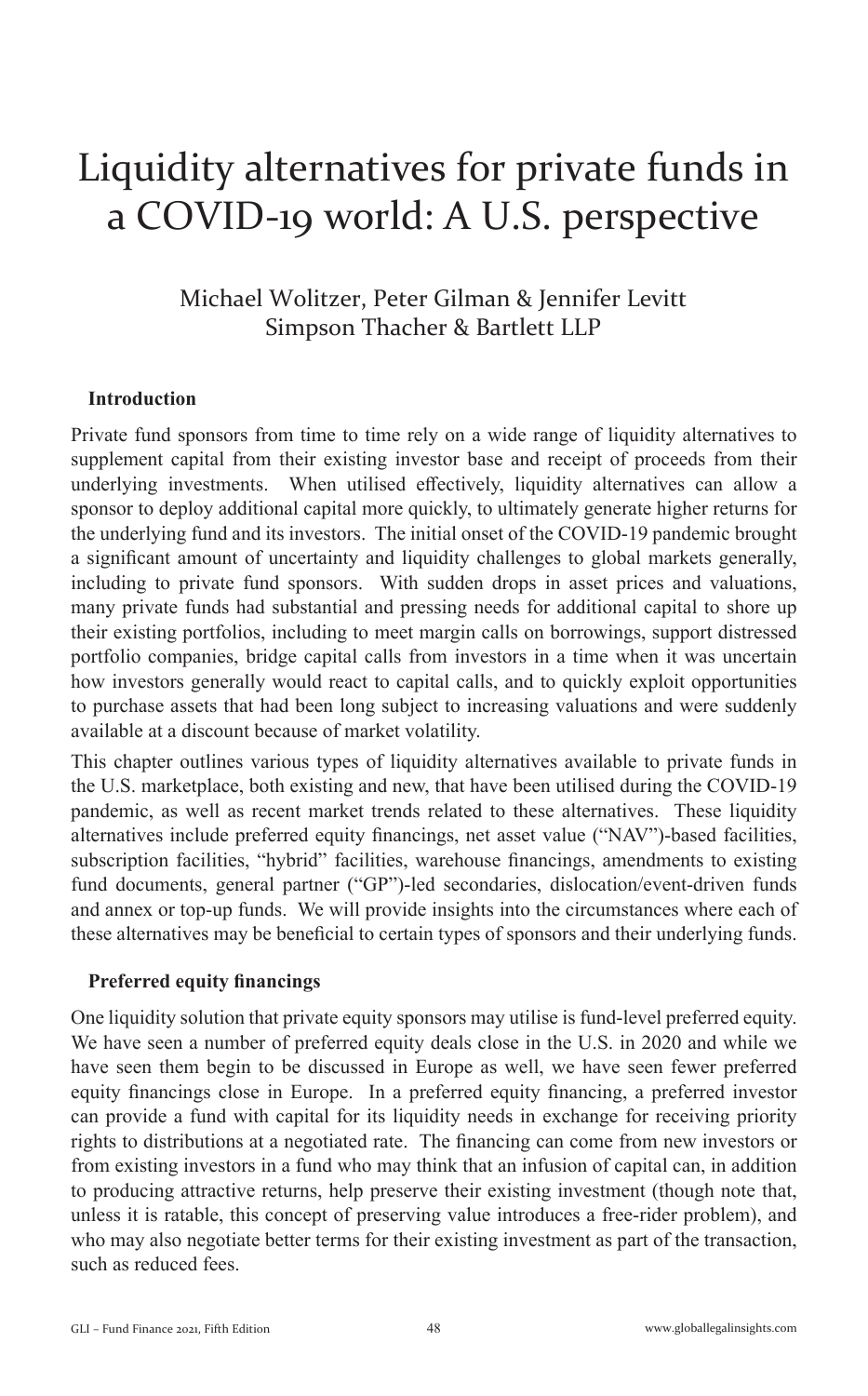# Liquidity alternatives for private funds in a COVID-19 world: A U.S. perspective

Michael Wolitzer, Peter Gilman & Jennifer Levitt
Simpson Thacher & Bartlett LLP

## Introduction

Private fund sponsors from time to time rely on a wide range of liquidity alternatives to supplement capital from their existing investor base and receipt of proceeds from their underlying investments. When utilised effectively, liquidity alternatives can allow a sponsor to deploy additional capital more quickly, to ultimately generate higher returns for the underlying fund and its investors. The initial onset of the COVID-19 pandemic brought a significant amount of uncertainty and liquidity challenges to global markets generally, including to private fund sponsors. With sudden drops in asset prices and valuations, many private funds had substantial and pressing needs for additional capital to shore up their existing portfolios, including to meet margin calls on borrowings, support distressed portfolio companies, bridge capital calls from investors in a time when it was uncertain how investors generally would react to capital calls, and to quickly exploit opportunities to purchase assets that had been long subject to increasing valuations and were suddenly available at a discount because of market volatility.

This chapter outlines various types of liquidity alternatives available to private funds in the U.S. marketplace, both existing and new, that have been utilised during the COVID-19 pandemic, as well as recent market trends related to these alternatives. These liquidity alternatives include preferred equity financings, net asset value ("NAV")-based facilities, subscription facilities, "hybrid" facilities, warehouse financings, amendments to existing fund documents, general partner ("GP")-led secondaries, dislocation/event-driven funds and annex or top-up funds. We will provide insights into the circumstances where each of these alternatives may be beneficial to certain types of sponsors and their underlying funds.

## Preferred equity financings

One liquidity solution that private equity sponsors may utilise is fund-level preferred equity. We have seen a number of preferred equity deals close in the U.S. in 2020 and while we have seen them begin to be discussed in Europe as well, we have seen fewer preferred equity financings close in Europe. In a preferred equity financing, a preferred investor can provide a fund with capital for its liquidity needs in exchange for receiving priority rights to distributions at a negotiated rate. The financing can come from new investors or from existing investors in a fund who may think that an infusion of capital can, in addition to producing attractive returns, help preserve their existing investment (though note that, unless it is ratable, this concept of preserving value introduces a free-rider problem), and who may also negotiate better terms for their existing investment as part of the transaction, such as reduced fees.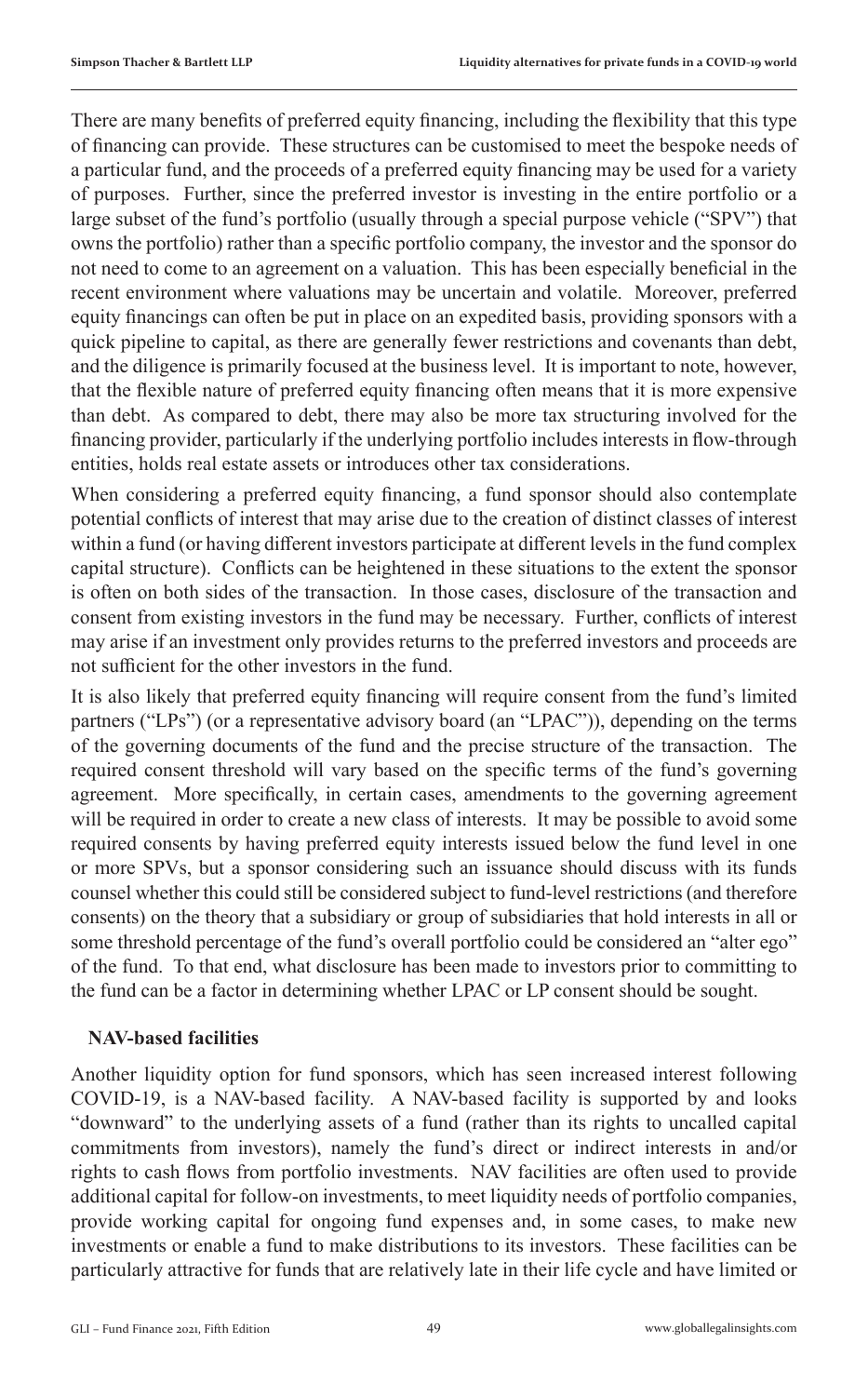There are many benefits of preferred equity financing, including the flexibility that this type of financing can provide. These structures can be customised to meet the bespoke needs of a particular fund, and the proceeds of a preferred equity financing may be used for a variety of purposes. Further, since the preferred investor is investing in the entire portfolio or a large subset of the fund's portfolio (usually through a special purpose vehicle ("SPV") that owns the portfolio) rather than a specific portfolio company, the investor and the sponsor do not need to come to an agreement on a valuation. This has been especially beneficial in the recent environment where valuations may be uncertain and volatile. Moreover, preferred equity financings can often be put in place on an expedited basis, providing sponsors with a quick pipeline to capital, as there are generally fewer restrictions and covenants than debt, and the diligence is primarily focused at the business level. It is important to note, however, that the flexible nature of preferred equity financing often means that it is more expensive than debt. As compared to debt, there may also be more tax structuring involved for the financing provider, particularly if the underlying portfolio includes interests in flow-through entities, holds real estate assets or introduces other tax considerations.

When considering a preferred equity financing, a fund sponsor should also contemplate potential conflicts of interest that may arise due to the creation of distinct classes of interest within a fund (or having different investors participate at different levels in the fund complex capital structure). Conflicts can be heightened in these situations to the extent the sponsor is often on both sides of the transaction. In those cases, disclosure of the transaction and consent from existing investors in the fund may be necessary. Further, conflicts of interest may arise if an investment only provides returns to the preferred investors and proceeds are not sufficient for the other investors in the fund.

It is also likely that preferred equity financing will require consent from the fund's limited partners ("LPs") (or a representative advisory board (an "LPAC")), depending on the terms of the governing documents of the fund and the precise structure of the transaction. The required consent threshold will vary based on the specific terms of the fund's governing agreement. More specifically, in certain cases, amendments to the governing agreement will be required in order to create a new class of interests. It may be possible to avoid some required consents by having preferred equity interests issued below the fund level in one or more SPVs, but a sponsor considering such an issuance should discuss with its funds counsel whether this could still be considered subject to fund-level restrictions (and therefore consents) on the theory that a subsidiary or group of subsidiaries that hold interests in all or some threshold percentage of the fund's overall portfolio could be considered an "alter ego" of the fund. To that end, what disclosure has been made to investors prior to committing to the fund can be a factor in determining whether LPAC or LP consent should be sought.

## NAV-based facilities

Another liquidity option for fund sponsors, which has seen increased interest following COVID-19, is a NAV-based facility. A NAV-based facility is supported by and looks "downward" to the underlying assets of a fund (rather than its rights to uncalled capital commitments from investors), namely the fund's direct or indirect interests in and/or rights to cash flows from portfolio investments. NAV facilities are often used to provide additional capital for follow-on investments, to meet liquidity needs of portfolio companies, provide working capital for ongoing fund expenses and, in some cases, to make new investments or enable a fund to make distributions to its investors. These facilities can be particularly attractive for funds that are relatively late in their life cycle and have limited or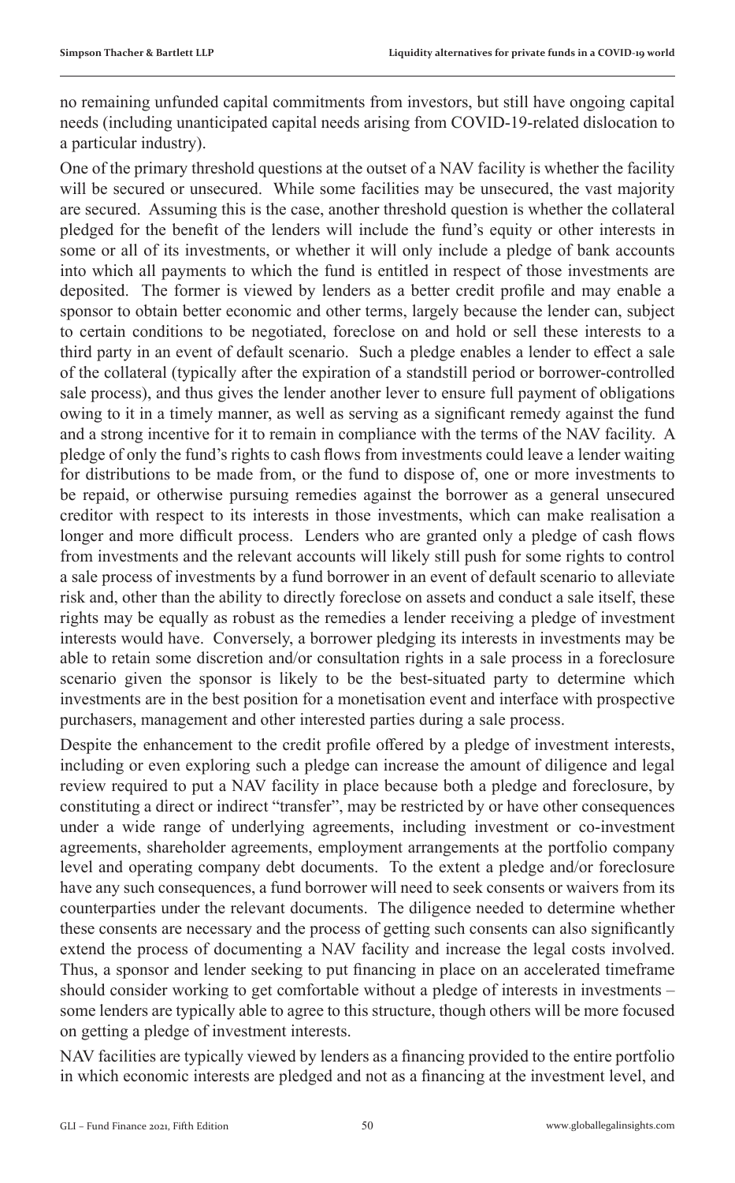no remaining unfunded capital commitments from investors, but still have ongoing capital needs (including unanticipated capital needs arising from COVID-19-related dislocation to a particular industry).

One of the primary threshold questions at the outset of a NAV facility is whether the facility will be secured or unsecured. While some facilities may be unsecured, the vast majority are secured. Assuming this is the case, another threshold question is whether the collateral pledged for the benefit of the lenders will include the fund's equity or other interests in some or all of its investments, or whether it will only include a pledge of bank accounts into which all payments to which the fund is entitled in respect of those investments are deposited. The former is viewed by lenders as a better credit profile and may enable a sponsor to obtain better economic and other terms, largely because the lender can, subject to certain conditions to be negotiated, foreclose on and hold or sell these interests to a third party in an event of default scenario. Such a pledge enables a lender to effect a sale of the collateral (typically after the expiration of a standstill period or borrower-controlled sale process), and thus gives the lender another lever to ensure full payment of obligations owing to it in a timely manner, as well as serving as a significant remedy against the fund and a strong incentive for it to remain in compliance with the terms of the NAV facility. A pledge of only the fund's rights to cash flows from investments could leave a lender waiting for distributions to be made from, or the fund to dispose of, one or more investments to be repaid, or otherwise pursuing remedies against the borrower as a general unsecured creditor with respect to its interests in those investments, which can make realisation a longer and more difficult process. Lenders who are granted only a pledge of cash flows from investments and the relevant accounts will likely still push for some rights to control a sale process of investments by a fund borrower in an event of default scenario to alleviate risk and, other than the ability to directly foreclose on assets and conduct a sale itself, these rights may be equally as robust as the remedies a lender receiving a pledge of investment interests would have. Conversely, a borrower pledging its interests in investments may be able to retain some discretion and/or consultation rights in a sale process in a foreclosure scenario given the sponsor is likely to be the best-situated party to determine which investments are in the best position for a monetisation event and interface with prospective purchasers, management and other interested parties during a sale process.

Despite the enhancement to the credit profile offered by a pledge of investment interests, including or even exploring such a pledge can increase the amount of diligence and legal review required to put a NAV facility in place because both a pledge and foreclosure, by constituting a direct or indirect "transfer", may be restricted by or have other consequences under a wide range of underlying agreements, including investment or co-investment agreements, shareholder agreements, employment arrangements at the portfolio company level and operating company debt documents. To the extent a pledge and/or foreclosure have any such consequences, a fund borrower will need to seek consents or waivers from its counterparties under the relevant documents. The diligence needed to determine whether these consents are necessary and the process of getting such consents can also significantly extend the process of documenting a NAV facility and increase the legal costs involved. Thus, a sponsor and lender seeking to put financing in place on an accelerated timeframe should consider working to get comfortable without a pledge of interests in investments – some lenders are typically able to agree to this structure, though others will be more focused on getting a pledge of investment interests.

NAV facilities are typically viewed by lenders as a financing provided to the entire portfolio in which economic interests are pledged and not as a financing at the investment level, and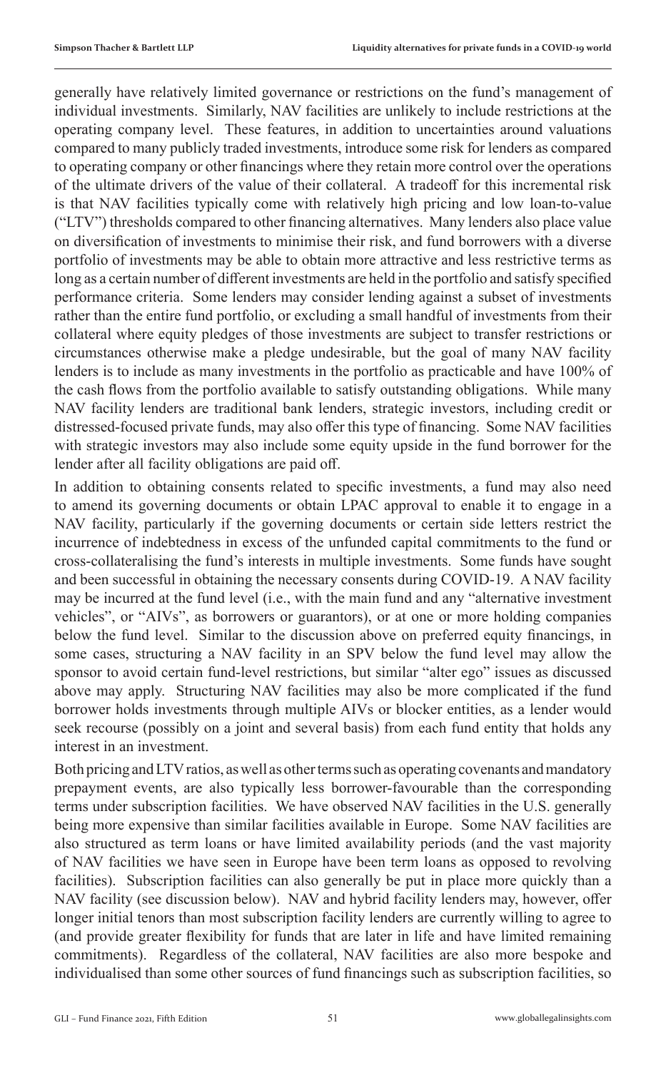generally have relatively limited governance or restrictions on the fund's management of individual investments. Similarly, NAV facilities are unlikely to include restrictions at the operating company level. These features, in addition to uncertainties around valuations compared to many publicly traded investments, introduce some risk for lenders as compared to operating company or other financings where they retain more control over the operations of the ultimate drivers of the value of their collateral. A tradeoff for this incremental risk is that NAV facilities typically come with relatively high pricing and low loan-to-value ("LTV") thresholds compared to other financing alternatives. Many lenders also place value on diversification of investments to minimise their risk, and fund borrowers with a diverse portfolio of investments may be able to obtain more attractive and less restrictive terms as long as a certain number of different investments are held in the portfolio and satisfy specified performance criteria. Some lenders may consider lending against a subset of investments rather than the entire fund portfolio, or excluding a small handful of investments from their collateral where equity pledges of those investments are subject to transfer restrictions or circumstances otherwise make a pledge undesirable, but the goal of many NAV facility lenders is to include as many investments in the portfolio as practicable and have 100% of the cash flows from the portfolio available to satisfy outstanding obligations. While many NAV facility lenders are traditional bank lenders, strategic investors, including credit or distressed-focused private funds, may also offer this type of financing. Some NAV facilities with strategic investors may also include some equity upside in the fund borrower for the lender after all facility obligations are paid off.

In addition to obtaining consents related to specific investments, a fund may also need to amend its governing documents or obtain LPAC approval to enable it to engage in a NAV facility, particularly if the governing documents or certain side letters restrict the incurrence of indebtedness in excess of the unfunded capital commitments to the fund or cross-collateralising the fund's interests in multiple investments. Some funds have sought and been successful in obtaining the necessary consents during COVID-19. A NAV facility may be incurred at the fund level (i.e., with the main fund and any "alternative investment vehicles", or "AIVs", as borrowers or guarantors), or at one or more holding companies below the fund level. Similar to the discussion above on preferred equity financings, in some cases, structuring a NAV facility in an SPV below the fund level may allow the sponsor to avoid certain fund-level restrictions, but similar "alter ego" issues as discussed above may apply. Structuring NAV facilities may also be more complicated if the fund borrower holds investments through multiple AIVs or blocker entities, as a lender would seek recourse (possibly on a joint and several basis) from each fund entity that holds any interest in an investment.

Both pricing and LTV ratios, as well as other terms such as operating covenants and mandatory prepayment events, are also typically less borrower-favourable than the corresponding terms under subscription facilities. We have observed NAV facilities in the U.S. generally being more expensive than similar facilities available in Europe. Some NAV facilities are also structured as term loans or have limited availability periods (and the vast majority of NAV facilities we have seen in Europe have been term loans as opposed to revolving facilities). Subscription facilities can also generally be put in place more quickly than a NAV facility (see discussion below). NAV and hybrid facility lenders may, however, offer longer initial tenors than most subscription facility lenders are currently willing to agree to (and provide greater flexibility for funds that are later in life and have limited remaining commitments). Regardless of the collateral, NAV facilities are also more bespoke and individualised than some other sources of fund financings such as subscription facilities, so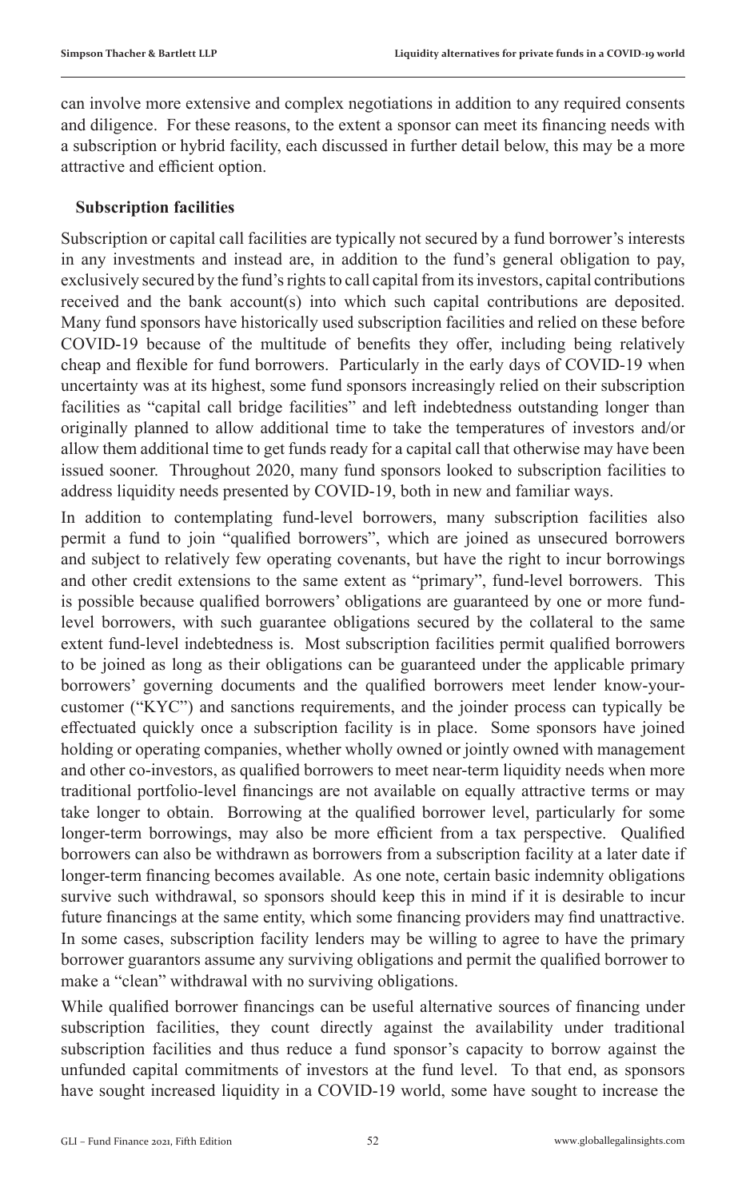can involve more extensive and complex negotiations in addition to any required consents and diligence. For these reasons, to the extent a sponsor can meet its financing needs with a subscription or hybrid facility, each discussed in further detail below, this may be a more attractive and efficient option.

### Subscription facilities

Subscription or capital call facilities are typically not secured by a fund borrower's interests in any investments and instead are, in addition to the fund's general obligation to pay, exclusively secured by the fund's rights to call capital from its investors, capital contributions received and the bank account(s) into which such capital contributions are deposited. Many fund sponsors have historically used subscription facilities and relied on these before COVID-19 because of the multitude of benefits they offer, including being relatively cheap and flexible for fund borrowers. Particularly in the early days of COVID-19 when uncertainty was at its highest, some fund sponsors increasingly relied on their subscription facilities as "capital call bridge facilities" and left indebtedness outstanding longer than originally planned to allow additional time to take the temperatures of investors and/or allow them additional time to get funds ready for a capital call that otherwise may have been issued sooner. Throughout 2020, many fund sponsors looked to subscription facilities to address liquidity needs presented by COVID-19, both in new and familiar ways.

In addition to contemplating fund-level borrowers, many subscription facilities also permit a fund to join "qualified borrowers", which are joined as unsecured borrowers and subject to relatively few operating covenants, but have the right to incur borrowings and other credit extensions to the same extent as "primary", fund-level borrowers. This is possible because qualified borrowers' obligations are guaranteed by one or more fund-level borrowers, with such guarantee obligations secured by the collateral to the same extent fund-level indebtedness is. Most subscription facilities permit qualified borrowers to be joined as long as their obligations can be guaranteed under the applicable primary borrowers' governing documents and the qualified borrowers meet lender know-your-customer ("KYC") and sanctions requirements, and the joinder process can typically be effectuated quickly once a subscription facility is in place. Some sponsors have joined holding or operating companies, whether wholly owned or jointly owned with management and other co-investors, as qualified borrowers to meet near-term liquidity needs when more traditional portfolio-level financings are not available on equally attractive terms or may take longer to obtain. Borrowing at the qualified borrower level, particularly for some longer-term borrowings, may also be more efficient from a tax perspective. Qualified borrowers can also be withdrawn as borrowers from a subscription facility at a later date if longer-term financing becomes available. As one note, certain basic indemnity obligations survive such withdrawal, so sponsors should keep this in mind if it is desirable to incur future financings at the same entity, which some financing providers may find unattractive. In some cases, subscription facility lenders may be willing to agree to have the primary borrower guarantors assume any surviving obligations and permit the qualified borrower to make a "clean" withdrawal with no surviving obligations.

While qualified borrower financings can be useful alternative sources of financing under subscription facilities, they count directly against the availability under traditional subscription facilities and thus reduce a fund sponsor's capacity to borrow against the unfunded capital commitments of investors at the fund level. To that end, as sponsors have sought increased liquidity in a COVID-19 world, some have sought to increase the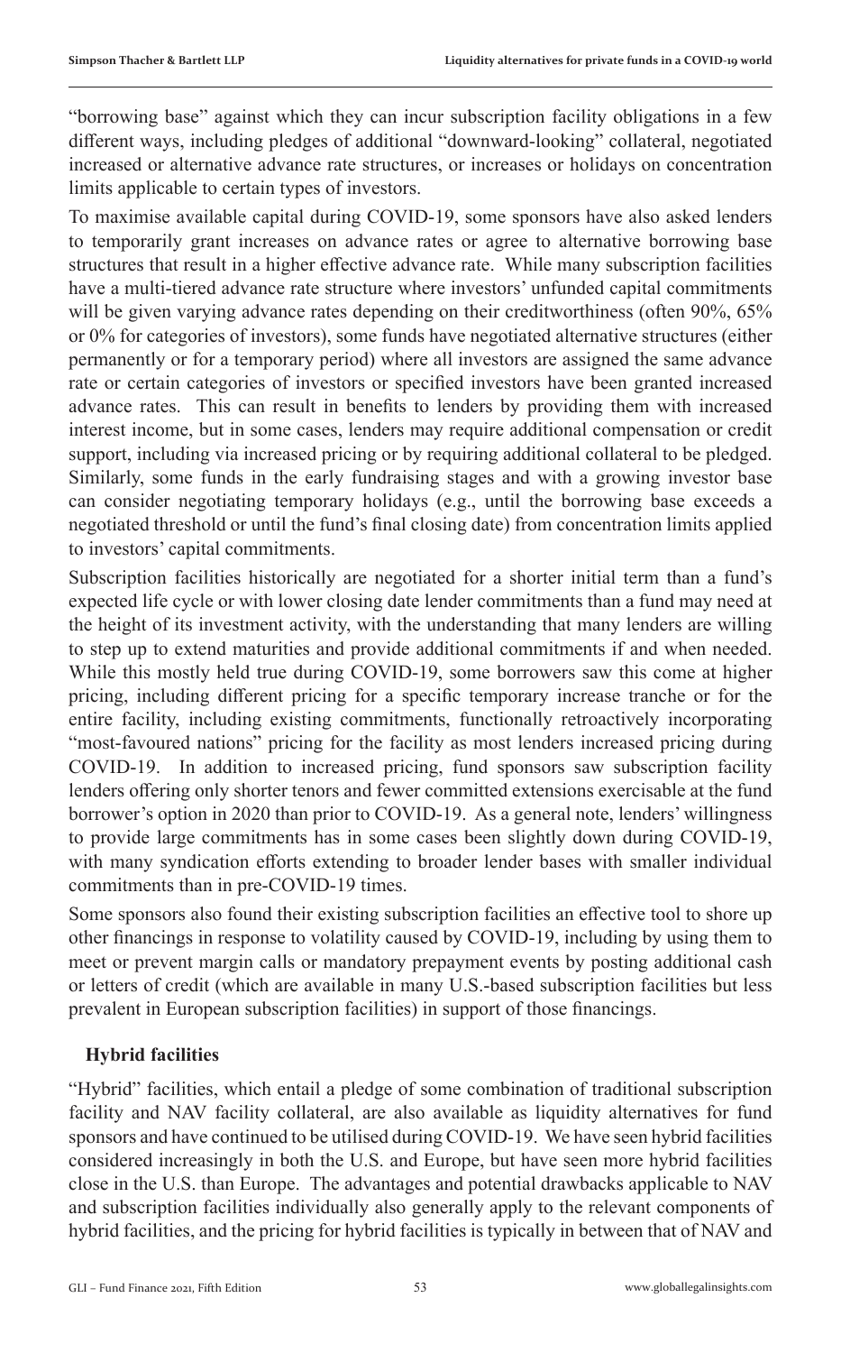"borrowing base" against which they can incur subscription facility obligations in a few different ways, including pledges of additional "downward-looking" collateral, negotiated increased or alternative advance rate structures, or increases or holidays on concentration limits applicable to certain types of investors.

To maximise available capital during COVID-19, some sponsors have also asked lenders to temporarily grant increases on advance rates or agree to alternative borrowing base structures that result in a higher effective advance rate. While many subscription facilities have a multi-tiered advance rate structure where investors' unfunded capital commitments will be given varying advance rates depending on their creditworthiness (often 90%, 65% or 0% for categories of investors), some funds have negotiated alternative structures (either permanently or for a temporary period) where all investors are assigned the same advance rate or certain categories of investors or specified investors have been granted increased advance rates. This can result in benefits to lenders by providing them with increased interest income, but in some cases, lenders may require additional compensation or credit support, including via increased pricing or by requiring additional collateral to be pledged. Similarly, some funds in the early fundraising stages and with a growing investor base can consider negotiating temporary holidays (e.g., until the borrowing base exceeds a negotiated threshold or until the fund's final closing date) from concentration limits applied to investors' capital commitments.

Subscription facilities historically are negotiated for a shorter initial term than a fund's expected life cycle or with lower closing date lender commitments than a fund may need at the height of its investment activity, with the understanding that many lenders are willing to step up to extend maturities and provide additional commitments if and when needed. While this mostly held true during COVID-19, some borrowers saw this come at higher pricing, including different pricing for a specific temporary increase tranche or for the entire facility, including existing commitments, functionally retroactively incorporating "most-favoured nations" pricing for the facility as most lenders increased pricing during COVID-19. In addition to increased pricing, fund sponsors saw subscription facility lenders offering only shorter tenors and fewer committed extensions exercisable at the fund borrower's option in 2020 than prior to COVID-19. As a general note, lenders' willingness to provide large commitments has in some cases been slightly down during COVID-19, with many syndication efforts extending to broader lender bases with smaller individual commitments than in pre-COVID-19 times.

Some sponsors also found their existing subscription facilities an effective tool to shore up other financings in response to volatility caused by COVID-19, including by using them to meet or prevent margin calls or mandatory prepayment events by posting additional cash or letters of credit (which are available in many U.S.-based subscription facilities but less prevalent in European subscription facilities) in support of those financings.

### Hybrid facilities

"Hybrid" facilities, which entail a pledge of some combination of traditional subscription facility and NAV facility collateral, are also available as liquidity alternatives for fund sponsors and have continued to be utilised during COVID-19. We have seen hybrid facilities considered increasingly in both the U.S. and Europe, but have seen more hybrid facilities close in the U.S. than Europe. The advantages and potential drawbacks applicable to NAV and subscription facilities individually also generally apply to the relevant components of hybrid facilities, and the pricing for hybrid facilities is typically in between that of NAV and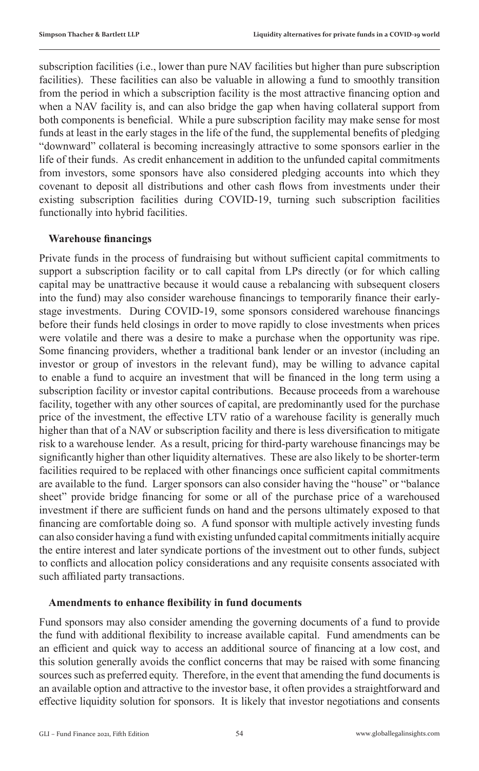subscription facilities (i.e., lower than pure NAV facilities but higher than pure subscription facilities). These facilities can also be valuable in allowing a fund to smoothly transition from the period in which a subscription facility is the most attractive financing option and when a NAV facility is, and can also bridge the gap when having collateral support from both components is beneficial. While a pure subscription facility may make sense for most funds at least in the early stages in the life of the fund, the supplemental benefits of pledging "downward" collateral is becoming increasingly attractive to some sponsors earlier in the life of their funds. As credit enhancement in addition to the unfunded capital commitments from investors, some sponsors have also considered pledging accounts into which they covenant to deposit all distributions and other cash flows from investments under their existing subscription facilities during COVID-19, turning such subscription facilities functionally into hybrid facilities.

### Warehouse financings

Private funds in the process of fundraising but without sufficient capital commitments to support a subscription facility or to call capital from LPs directly (or for which calling capital may be unattractive because it would cause a rebalancing with subsequent closers into the fund) may also consider warehouse financings to temporarily finance their early-stage investments. During COVID-19, some sponsors considered warehouse financings before their funds held closings in order to move rapidly to close investments when prices were volatile and there was a desire to make a purchase when the opportunity was ripe. Some financing providers, whether a traditional bank lender or an investor (including an investor or group of investors in the relevant fund), may be willing to advance capital to enable a fund to acquire an investment that will be financed in the long term using a subscription facility or investor capital contributions. Because proceeds from a warehouse facility, together with any other sources of capital, are predominantly used for the purchase price of the investment, the effective LTV ratio of a warehouse facility is generally much higher than that of a NAV or subscription facility and there is less diversification to mitigate risk to a warehouse lender. As a result, pricing for third-party warehouse financings may be significantly higher than other liquidity alternatives. These are also likely to be shorter-term facilities required to be replaced with other financings once sufficient capital commitments are available to the fund. Larger sponsors can also consider having the "house" or "balance sheet" provide bridge financing for some or all of the purchase price of a warehoused investment if there are sufficient funds on hand and the persons ultimately exposed to that financing are comfortable doing so. A fund sponsor with multiple actively investing funds can also consider having a fund with existing unfunded capital commitments initially acquire the entire interest and later syndicate portions of the investment out to other funds, subject to conflicts and allocation policy considerations and any requisite consents associated with such affiliated party transactions.

### Amendments to enhance flexibility in fund documents

Fund sponsors may also consider amending the governing documents of a fund to provide the fund with additional flexibility to increase available capital. Fund amendments can be an efficient and quick way to access an additional source of financing at a low cost, and this solution generally avoids the conflict concerns that may be raised with some financing sources such as preferred equity. Therefore, in the event that amending the fund documents is an available option and attractive to the investor base, it often provides a straightforward and effective liquidity solution for sponsors. It is likely that investor negotiations and consents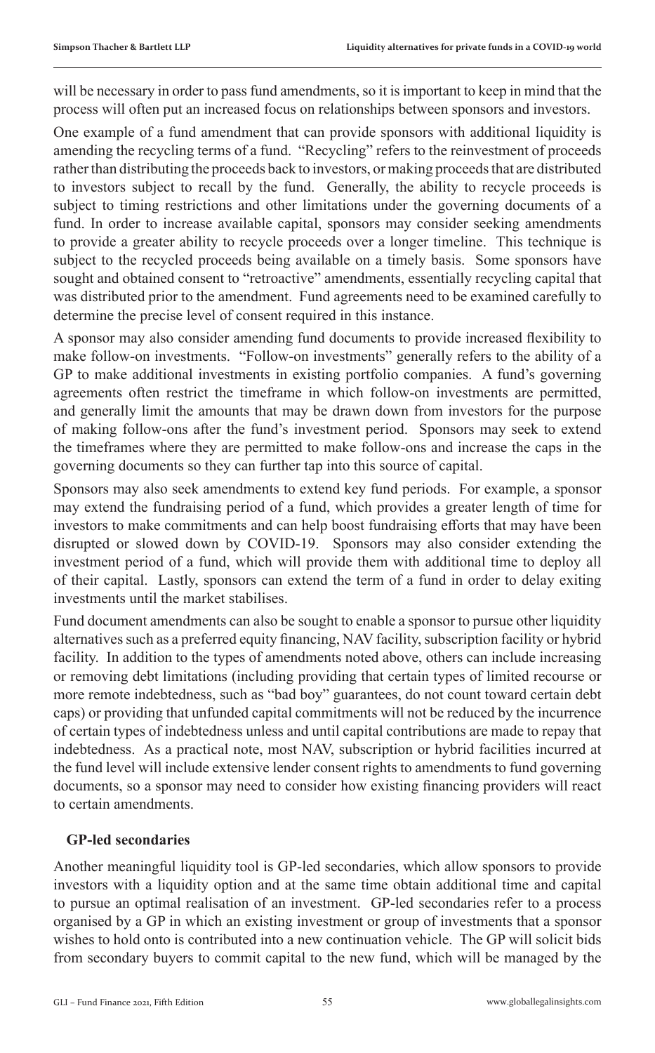will be necessary in order to pass fund amendments, so it is important to keep in mind that the process will often put an increased focus on relationships between sponsors and investors.

One example of a fund amendment that can provide sponsors with additional liquidity is amending the recycling terms of a fund. "Recycling" refers to the reinvestment of proceeds rather than distributing the proceeds back to investors, or making proceeds that are distributed to investors subject to recall by the fund. Generally, the ability to recycle proceeds is subject to timing restrictions and other limitations under the governing documents of a fund. In order to increase available capital, sponsors may consider seeking amendments to provide a greater ability to recycle proceeds over a longer timeline. This technique is subject to the recycled proceeds being available on a timely basis. Some sponsors have sought and obtained consent to "retroactive" amendments, essentially recycling capital that was distributed prior to the amendment. Fund agreements need to be examined carefully to determine the precise level of consent required in this instance.

A sponsor may also consider amending fund documents to provide increased flexibility to make follow-on investments. "Follow-on investments" generally refers to the ability of a GP to make additional investments in existing portfolio companies. A fund's governing agreements often restrict the timeframe in which follow-on investments are permitted, and generally limit the amounts that may be drawn down from investors for the purpose of making follow-ons after the fund's investment period. Sponsors may seek to extend the timeframes where they are permitted to make follow-ons and increase the caps in the governing documents so they can further tap into this source of capital.

Sponsors may also seek amendments to extend key fund periods. For example, a sponsor may extend the fundraising period of a fund, which provides a greater length of time for investors to make commitments and can help boost fundraising efforts that may have been disrupted or slowed down by COVID-19. Sponsors may also consider extending the investment period of a fund, which will provide them with additional time to deploy all of their capital. Lastly, sponsors can extend the term of a fund in order to delay exiting investments until the market stabilises.

Fund document amendments can also be sought to enable a sponsor to pursue other liquidity alternatives such as a preferred equity financing, NAV facility, subscription facility or hybrid facility. In addition to the types of amendments noted above, others can include increasing or removing debt limitations (including providing that certain types of limited recourse or more remote indebtedness, such as "bad boy" guarantees, do not count toward certain debt caps) or providing that unfunded capital commitments will not be reduced by the incurrence of certain types of indebtedness unless and until capital contributions are made to repay that indebtedness. As a practical note, most NAV, subscription or hybrid facilities incurred at the fund level will include extensive lender consent rights to amendments to fund governing documents, so a sponsor may need to consider how existing financing providers will react to certain amendments.

### GP-led secondaries

Another meaningful liquidity tool is GP-led secondaries, which allow sponsors to provide investors with a liquidity option and at the same time obtain additional time and capital to pursue an optimal realisation of an investment. GP-led secondaries refer to a process organised by a GP in which an existing investment or group of investments that a sponsor wishes to hold onto is contributed into a new continuation vehicle. The GP will solicit bids from secondary buyers to commit capital to the new fund, which will be managed by the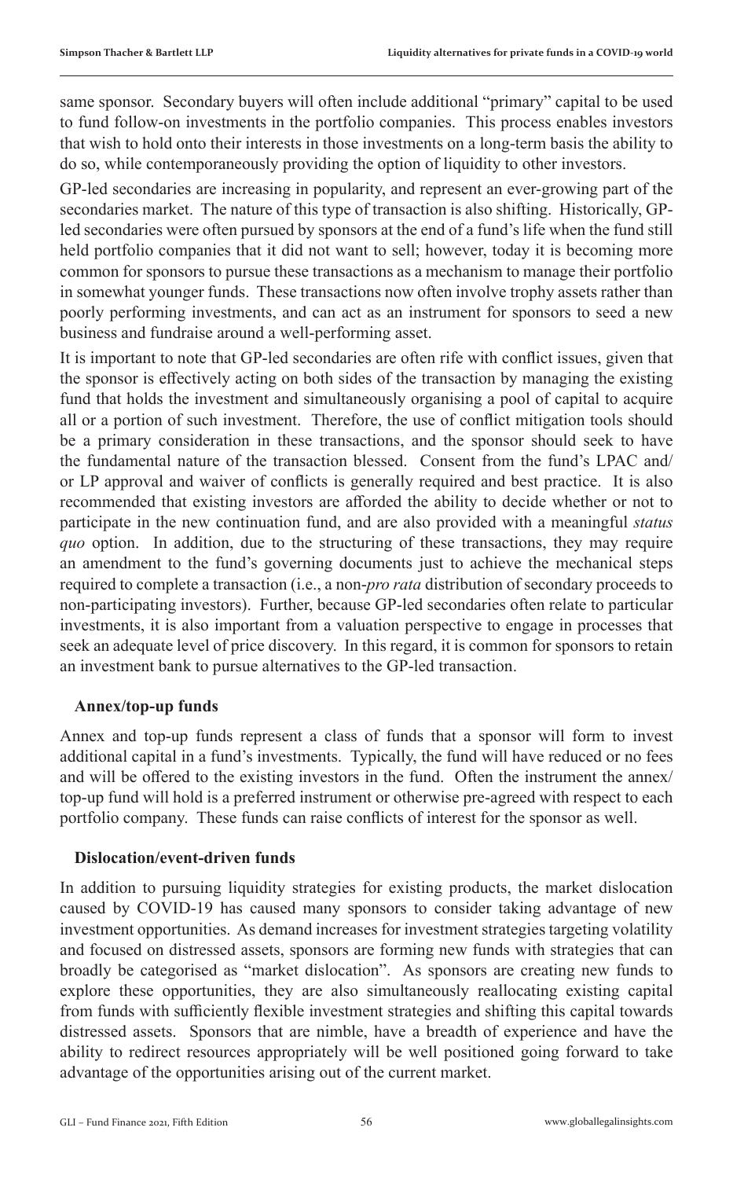same sponsor. Secondary buyers will often include additional "primary" capital to be used to fund follow-on investments in the portfolio companies. This process enables investors that wish to hold onto their interests in those investments on a long-term basis the ability to do so, while contemporaneously providing the option of liquidity to other investors.

GP-led secondaries are increasing in popularity, and represent an ever-growing part of the secondaries market. The nature of this type of transaction is also shifting. Historically, GP-led secondaries were often pursued by sponsors at the end of a fund's life when the fund still held portfolio companies that it did not want to sell; however, today it is becoming more common for sponsors to pursue these transactions as a mechanism to manage their portfolio in somewhat younger funds. These transactions now often involve trophy assets rather than poorly performing investments, and can act as an instrument for sponsors to seed a new business and fundraise around a well-performing asset.

It is important to note that GP-led secondaries are often rife with conflict issues, given that the sponsor is effectively acting on both sides of the transaction by managing the existing fund that holds the investment and simultaneously organising a pool of capital to acquire all or a portion of such investment. Therefore, the use of conflict mitigation tools should be a primary consideration in these transactions, and the sponsor should seek to have the fundamental nature of the transaction blessed. Consent from the fund's LPAC and/or LP approval and waiver of conflicts is generally required and best practice. It is also recommended that existing investors are afforded the ability to decide whether or not to participate in the new continuation fund, and are also provided with a meaningful *status quo* option. In addition, due to the structuring of these transactions, they may require an amendment to the fund's governing documents just to achieve the mechanical steps required to complete a transaction (i.e., a non-*pro rata* distribution of secondary proceeds to non-participating investors). Further, because GP-led secondaries often relate to particular investments, it is also important from a valuation perspective to engage in processes that seek an adequate level of price discovery. In this regard, it is common for sponsors to retain an investment bank to pursue alternatives to the GP-led transaction.

### Annex/top-up funds

Annex and top-up funds represent a class of funds that a sponsor will form to invest additional capital in a fund's investments. Typically, the fund will have reduced or no fees and will be offered to the existing investors in the fund. Often the instrument the annex/top-up fund will hold is a preferred instrument or otherwise pre-agreed with respect to each portfolio company. These funds can raise conflicts of interest for the sponsor as well.

### Dislocation/event-driven funds

In addition to pursuing liquidity strategies for existing products, the market dislocation caused by COVID-19 has caused many sponsors to consider taking advantage of new investment opportunities. As demand increases for investment strategies targeting volatility and focused on distressed assets, sponsors are forming new funds with strategies that can broadly be categorised as "market dislocation". As sponsors are creating new funds to explore these opportunities, they are also simultaneously reallocating existing capital from funds with sufficiently flexible investment strategies and shifting this capital towards distressed assets. Sponsors that are nimble, have a breadth of experience and have the ability to redirect resources appropriately will be well positioned going forward to take advantage of the opportunities arising out of the current market.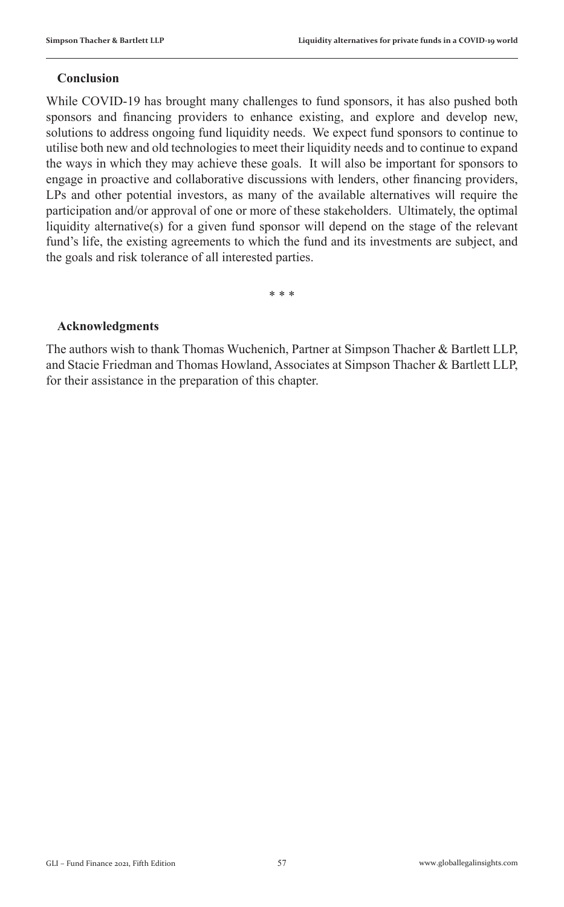### Conclusion

While COVID-19 has brought many challenges to fund sponsors, it has also pushed both sponsors and financing providers to enhance existing, and explore and develop new, solutions to address ongoing fund liquidity needs. We expect fund sponsors to continue to utilise both new and old technologies to meet their liquidity needs and to continue to expand the ways in which they may achieve these goals. It will also be important for sponsors to engage in proactive and collaborative discussions with lenders, other financing providers, LPs and other potential investors, as many of the available alternatives will require the participation and/or approval of one or more of these stakeholders. Ultimately, the optimal liquidity alternative(s) for a given fund sponsor will depend on the stage of the relevant fund's life, the existing agreements to which the fund and its investments are subject, and the goals and risk tolerance of all interested parties.

\* \* \*

### Acknowledgments

The authors wish to thank Thomas Wuchenich, Partner at Simpson Thacher & Bartlett LLP, and Stacie Friedman and Thomas Howland, Associates at Simpson Thacher & Bartlett LLP, for their assistance in the preparation of this chapter.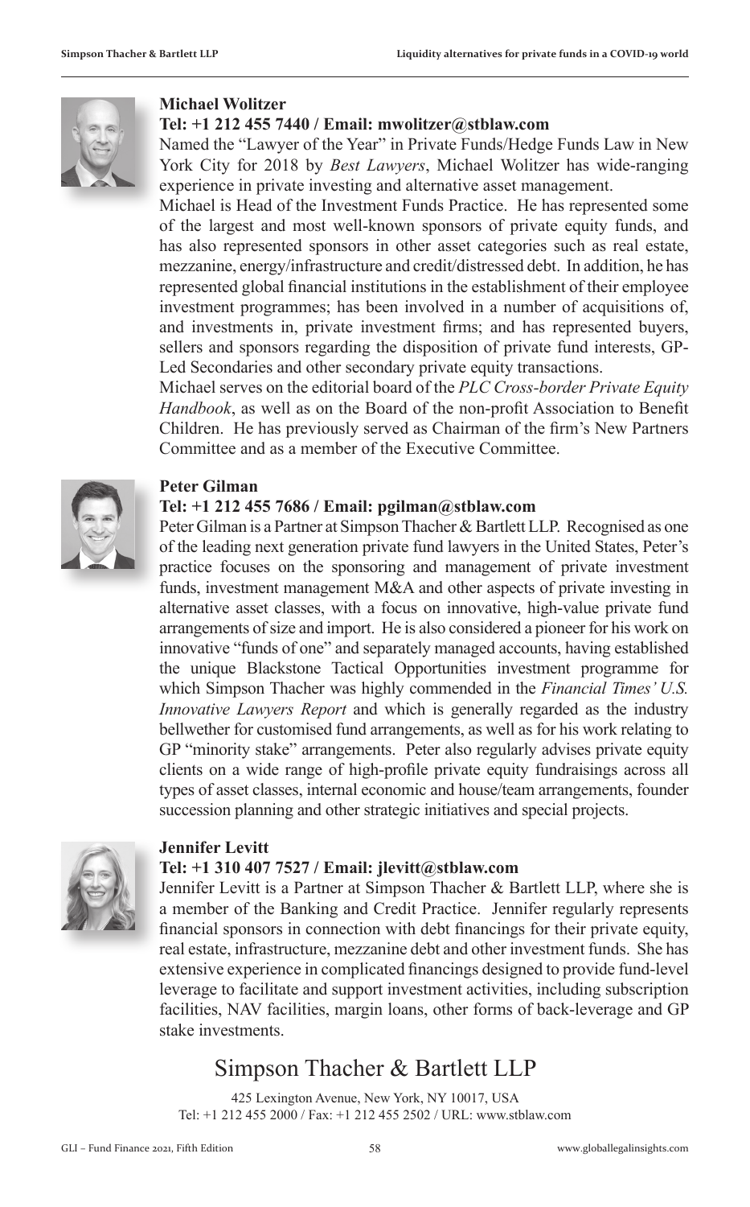**Michael Wolitzer**

**Tel: +1 212 455 7440 / Email: mwolitzer@stblaw.com**

Named the "Lawyer of the Year" in Private Funds/Hedge Funds Law in New York City for 2018 by *Best Lawyers*, Michael Wolitzer has wide-ranging experience in private investing and alternative asset management.

Michael is Head of the Investment Funds Practice. He has represented some of the largest and most well-known sponsors of private equity funds, and has also represented sponsors in other asset categories such as real estate, mezzanine, energy/infrastructure and credit/distressed debt. In addition, he has represented global financial institutions in the establishment of their employee investment programmes; has been involved in a number of acquisitions of, and investments in, private investment firms; and has represented buyers, sellers and sponsors regarding the disposition of private fund interests, GP-Led Secondaries and other secondary private equity transactions.

Michael serves on the editorial board of the *PLC Cross-border Private Equity Handbook*, as well as on the Board of the non-profit Association to Benefit Children. He has previously served as Chairman of the firm's New Partners Committee and as a member of the Executive Committee.

**Peter Gilman**

**Tel: +1 212 455 7686 / Email: pgilman@stblaw.com**

Peter Gilman is a Partner at Simpson Thacher & Bartlett LLP. Recognised as one of the leading next generation private fund lawyers in the United States, Peter's practice focuses on the sponsoring and management of private investment funds, investment management M&A and other aspects of private investing in alternative asset classes, with a focus on innovative, high-value private fund arrangements of size and import. He is also considered a pioneer for his work on innovative "funds of one" and separately managed accounts, having established the unique Blackstone Tactical Opportunities investment programme for which Simpson Thacher was highly commended in the *Financial Times' U.S. Innovative Lawyers Report* and which is generally regarded as the industry bellwether for customised fund arrangements, as well as for his work relating to GP "minority stake" arrangements. Peter also regularly advises private equity clients on a wide range of high-profile private equity fundraisings across all types of asset classes, internal economic and house/team arrangements, founder succession planning and other strategic initiatives and special projects.

**Jennifer Levitt**

**Tel: +1 310 407 7527 / Email: jlevitt@stblaw.com**

Jennifer Levitt is a Partner at Simpson Thacher & Bartlett LLP, where she is a member of the Banking and Credit Practice. Jennifer regularly represents financial sponsors in connection with debt financings for their private equity, real estate, infrastructure, mezzanine debt and other investment funds. She has extensive experience in complicated financings designed to provide fund-level leverage to facilitate and support investment activities, including subscription facilities, NAV facilities, margin loans, other forms of back-leverage and GP stake investments.

## Simpson Thacher & Bartlett LLP

425 Lexington Avenue, New York, NY 10017, USA
Tel: +1 212 455 2000 / Fax: +1 212 455 2502 / URL: www.stblaw.com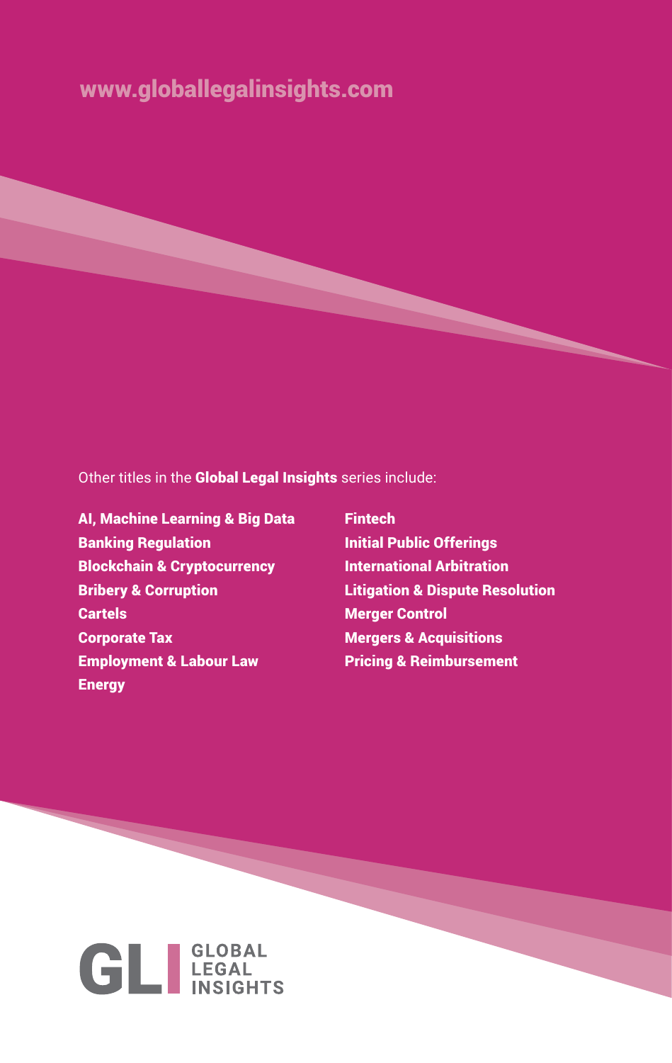www.globallegalinsights.com

Other titles in the **Global Legal Insights** series include:

- **AI, Machine Learning & Big Data**
- **Banking Regulation**
- **Blockchain & Cryptocurrency**
- **Bribery & Corruption**
- **Cartels**
- **Corporate Tax**
- **Employment & Labour Law**
- **Energy**
- **Fintech**
- **Initial Public Offerings**
- **International Arbitration**
- **Litigation & Dispute Resolution**
- **Merger Control**
- **Mergers & Acquisitions**
- **Pricing & Reimbursement**

GLI GLOBAL LEGAL INSIGHTS